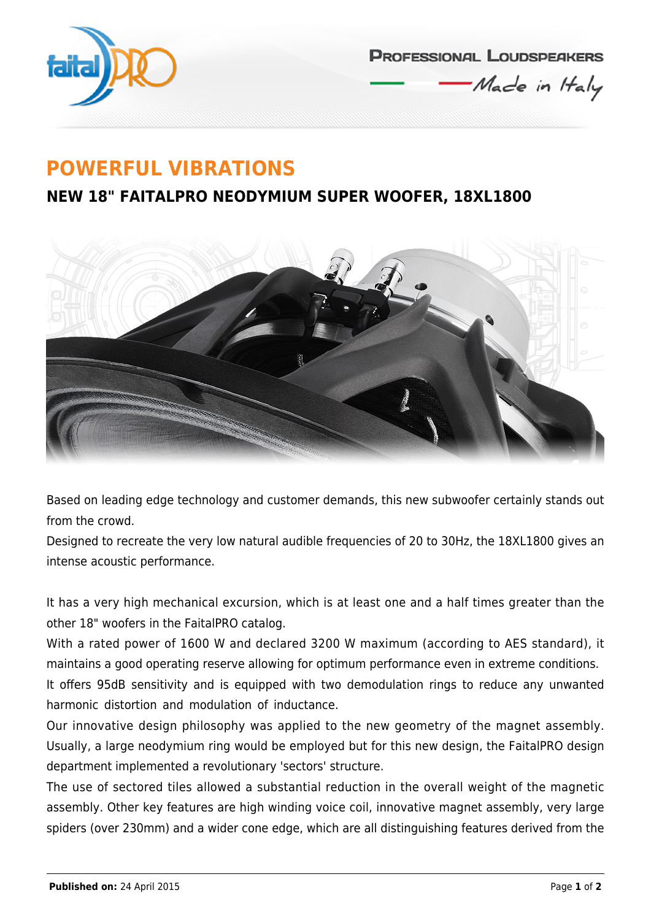# POWERFUL VIBRATIONS

## NEW 18" FAITALPRO NEODYMIUM SUPER WOOFER, 18XL1800

Based on leading edge technology and customer demands, this new subwoofer certainly stands out from the crowd.

Designed to recreate the very low natural audible frequencies of 20 to 30Hz, the 18XL1800 gives an intense acoustic performance.

It has a very high mechanical excursion, which is at least one and a half times greater than the other 18" woofers in the FaitalPRO catalog.

With a rated power of 1600 W and declared 3200 W maximum (according to AES standard), it maintains a good operating reserve allowing for optimum performance even in extreme conditions.

It offers 95dB sensitivity and is equipped with two demodulation rings to reduce any unwanted harmonic distortion and modulation of inductance.

Our innovative design philosophy was applied to the new geometry of the magnet assembly. Usually, a large neodymium ring would be employed but for this new design, the FaitalPRO design department implemented a revolutionary 'sectors' structure.

The use of sectored tiles allowed a substantial reduction in the overall weight of the magnetic assembly. Other key features are high winding voice coil, innovative magnet assembly, very large spiders (over 230mm) and a wider cone edge, which are all distinguishing features derived from the

**Published on:** 24 April 2015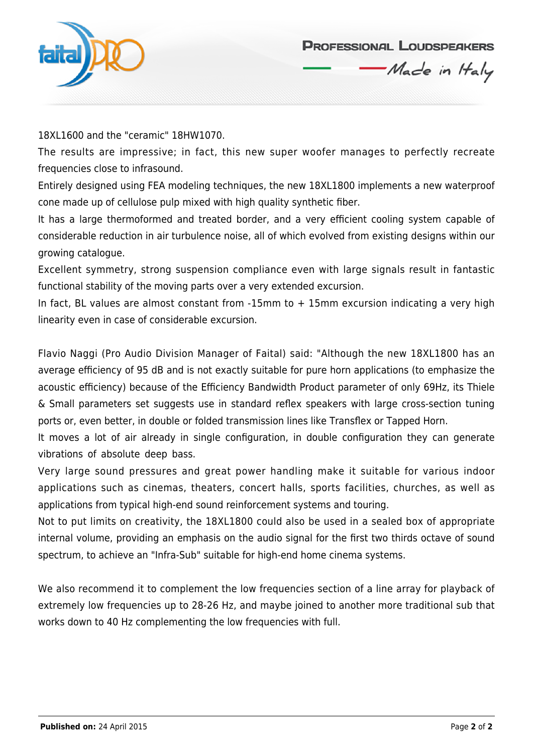18XL1600 and the "ceramic" 18HW1070.

The results are impressive; in fact, this new super woofer manages to perfectly recreate frequencies close to infrasound.

Entirely designed using FEA modeling techniques, the new 18XL1800 implements a new waterproof cone made up of cellulose pulp mixed with high quality synthetic fiber.

It has a large thermoformed and treated border, and a very efficient cooling system capable of considerable reduction in air turbulence noise, all of which evolved from existing designs within our growing catalogue.

Excellent symmetry, strong suspension compliance even with large signals result in fantastic functional stability of the moving parts over a very extended excursion.

In fact, BL values are almost constant from -15mm to + 15mm excursion indicating a very high linearity even in case of considerable excursion.

Flavio Naggi (Pro Audio Division Manager of Faital) said: "Although the new 18XL1800 has an average efficiency of 95 dB and is not exactly suitable for pure horn applications (to emphasize the acoustic efficiency) because of the Efficiency Bandwidth Product parameter of only 69Hz, its Thiele & Small parameters set suggests use in standard reflex speakers with large cross-section tuning ports or, even better, in double or folded transmission lines like Transflex or Tapped Horn.

It moves a lot of air already in single configuration, in double configuration they can generate vibrations of absolute deep bass.

Very large sound pressures and great power handling make it suitable for various indoor applications such as cinemas, theaters, concert halls, sports facilities, churches, as well as applications from typical high-end sound reinforcement systems and touring.

Not to put limits on creativity, the 18XL1800 could also be used in a sealed box of appropriate internal volume, providing an emphasis on the audio signal for the first two thirds octave of sound spectrum, to achieve an "Infra-Sub" suitable for high-end home cinema systems.

We also recommend it to complement the low frequencies section of a line array for playback of extremely low frequencies up to 28-26 Hz, and maybe joined to another more traditional sub that works down to 40 Hz complementing the low frequencies with full.

**Published on:** 24 April 2015